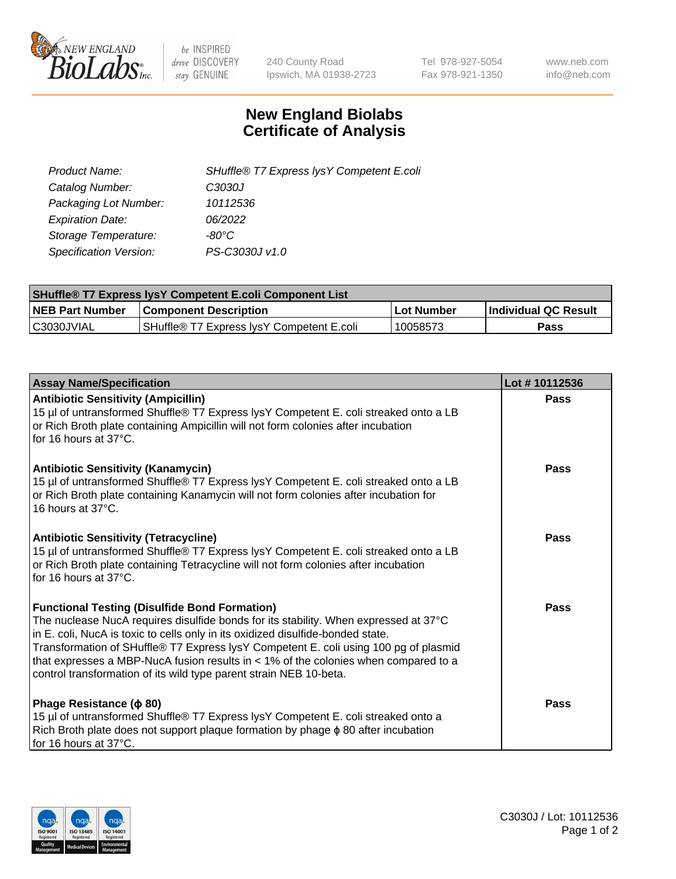# New England Biolabs Certificate of Analysis

| | |
|---|---|
| Product Name: | SHuffle® T7 Express lysY Competent E.coli |
| Catalog Number: | C3030J |
| Packaging Lot Number: | 10112536 |
| Expiration Date: | 06/2022 |
| Storage Temperature: | -80°C |
| Specification Version: | PS-C3030J v1.0 |

| SHuffle® T7 Express lysY Competent E.coli Component List | | | |
|---|---|---|---|
| **NEB Part Number** | **Component Description** | **Lot Number** | **Individual QC Result** |
| C3030JVIAL | SHuffle® T7 Express lysY Competent E.coli | 10058573 | Pass |

| Assay Name/Specification | Lot # 10112536 |
|---|---|
| **Antibiotic Sensitivity (Ampicillin)** 15 µl of untransformed Shuffle® T7 Express lysY Competent E. coli streaked onto a LB or Rich Broth plate containing Ampicillin will not form colonies after incubation for 16 hours at 37°C. | Pass |
| **Antibiotic Sensitivity (Kanamycin)** 15 µl of untransformed Shuffle® T7 Express lysY Competent E. coli streaked onto a LB or Rich Broth plate containing Kanamycin will not form colonies after incubation for 16 hours at 37°C. | Pass |
| **Antibiotic Sensitivity (Tetracycline)** 15 µl of untransformed Shuffle® T7 Express lysY Competent E. coli streaked onto a LB or Rich Broth plate containing Tetracycline will not form colonies after incubation for 16 hours at 37°C. | Pass |
| **Functional Testing (Disulfide Bond Formation)** The nuclease NucA requires disulfide bonds for its stability. When expressed at 37°C in E. coli, NucA is toxic to cells only in its oxidized disulfide-bonded state. Transformation of SHuffle® T7 Express lysY Competent E. coli using 100 pg of plasmid that expresses a MBP-NucA fusion results in < 1% of the colonies when compared to a control transformation of its wild type parent strain NEB 10-beta. | Pass |
| **Phage Resistance (ϕ 80)** 15 µl of untransformed Shuffle® T7 Express lysY Competent E. coli streaked onto a Rich Broth plate does not support plaque formation by phage ϕ 80 after incubation for 16 hours at 37°C. | Pass |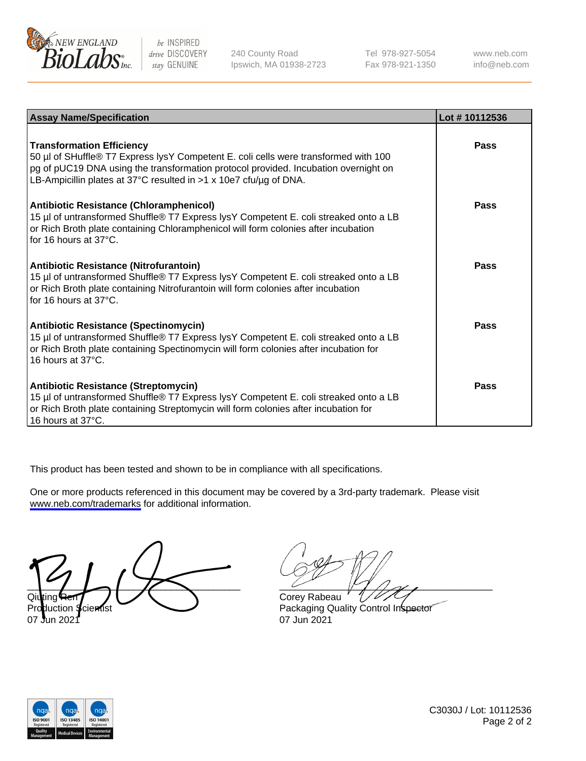| Assay Name/Specification | Lot # 10112536 |
|---|---|
| **Transformation Efficiency**<br>50 µl of SHuffle® T7 Express lysY Competent E. coli cells were transformed with 100 pg of pUC19 DNA using the transformation protocol provided. Incubation overnight on LB-Ampicillin plates at 37°C resulted in >1 x 10e7 cfu/µg of DNA. | **Pass** |
| **Antibiotic Resistance (Chloramphenicol)**<br>15 µl of untransformed Shuffle® T7 Express lysY Competent E. coli streaked onto a LB or Rich Broth plate containing Chloramphenicol will form colonies after incubation for 16 hours at 37°C. | **Pass** |
| **Antibiotic Resistance (Nitrofurantoin)**<br>15 µl of untransformed Shuffle® T7 Express lysY Competent E. coli streaked onto a LB or Rich Broth plate containing Nitrofurantoin will form colonies after incubation for 16 hours at 37°C. | **Pass** |
| **Antibiotic Resistance (Spectinomycin)**<br>15 µl of untransformed Shuffle® T7 Express lysY Competent E. coli streaked onto a LB or Rich Broth plate containing Spectinomycin will form colonies after incubation for 16 hours at 37°C. | **Pass** |
| **Antibiotic Resistance (Streptomycin)**<br>15 µl of untransformed Shuffle® T7 Express lysY Competent E. coli streaked onto a LB or Rich Broth plate containing Streptomycin will form colonies after incubation for 16 hours at 37°C. | **Pass** |

This product has been tested and shown to be in compliance with all specifications.

One or more products referenced in this document may be covered by a 3rd-party trademark. Please visit www.neb.com/trademarks for additional information.

Qiuting Ren
Production Scientist
07 Jun 2021

Corey Rabeau
Packaging Quality Control Inspector
07 Jun 2021

C3030J / Lot: 10112536